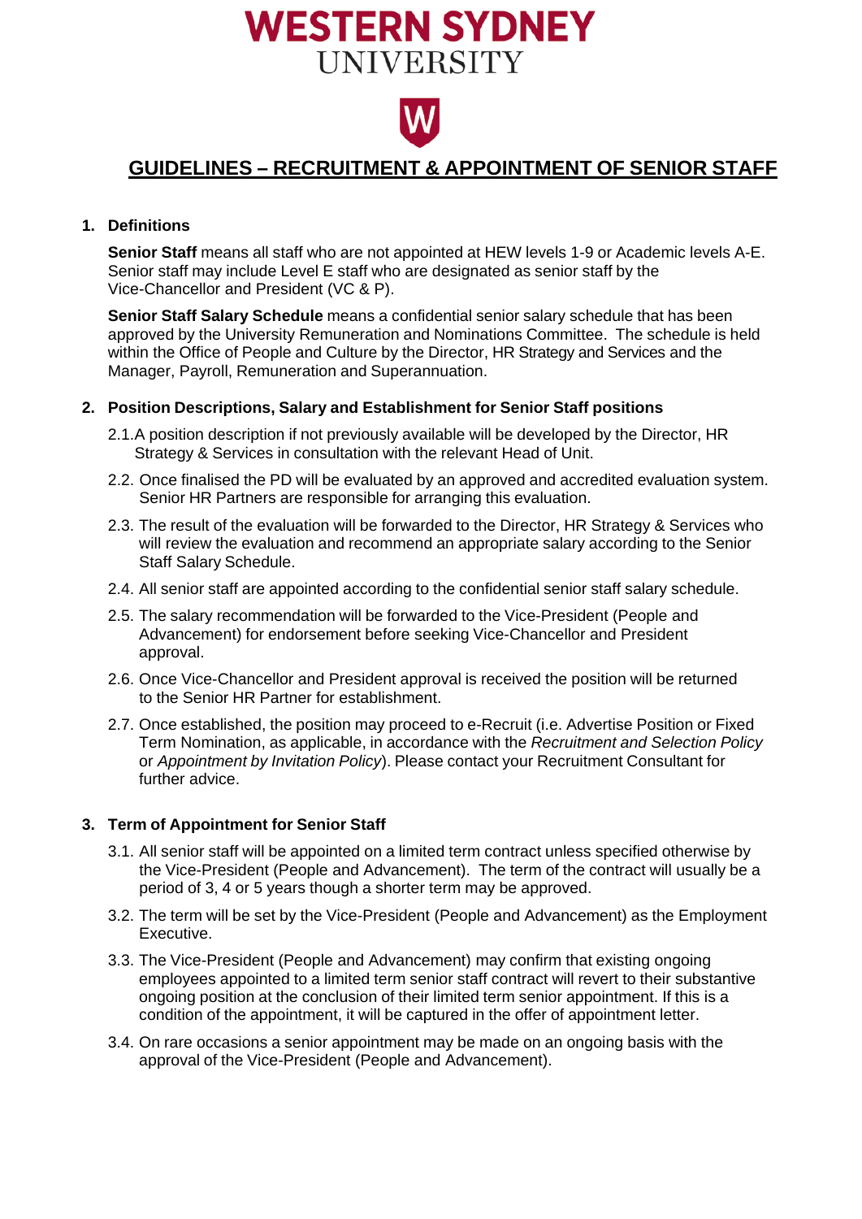# WESTERN SYDNEY UNIVERSITY

## GUIDELINES – RECRUITMENT & APPOINTMENT OF SENIOR STAFF

### 1. Definitions

**Senior Staff** means all staff who are not appointed at HEW levels 1-9 or Academic levels A-E. Senior staff may include Level E staff who are designated as senior staff by the Vice-Chancellor and President (VC & P).

**Senior Staff Salary Schedule** means a confidential senior salary schedule that has been approved by the University Remuneration and Nominations Committee. The schedule is held within the Office of People and Culture by the Director, HR Strategy and Services and the Manager, Payroll, Remuneration and Superannuation.

### 2. Position Descriptions, Salary and Establishment for Senior Staff positions

2.1. A position description if not previously available will be developed by the Director, HR Strategy & Services in consultation with the relevant Head of Unit.

2.2. Once finalised the PD will be evaluated by an approved and accredited evaluation system. Senior HR Partners are responsible for arranging this evaluation.

2.3. The result of the evaluation will be forwarded to the Director, HR Strategy & Services who will review the evaluation and recommend an appropriate salary according to the Senior Staff Salary Schedule.

2.4. All senior staff are appointed according to the confidential senior staff salary schedule.

2.5. The salary recommendation will be forwarded to the Vice-President (People and Advancement) for endorsement before seeking Vice-Chancellor and President approval.

2.6. Once Vice-Chancellor and President approval is received the position will be returned to the Senior HR Partner for establishment.

2.7. Once established, the position may proceed to e-Recruit (i.e. Advertise Position or Fixed Term Nomination, as applicable, in accordance with the *Recruitment and Selection Policy* or *Appointment by Invitation Policy*). Please contact your Recruitment Consultant for further advice.

### 3. Term of Appointment for Senior Staff

3.1. All senior staff will be appointed on a limited term contract unless specified otherwise by the Vice-President (People and Advancement). The term of the contract will usually be a period of 3, 4 or 5 years though a shorter term may be approved.

3.2. The term will be set by the Vice-President (People and Advancement) as the Employment Executive.

3.3. The Vice-President (People and Advancement) may confirm that existing ongoing employees appointed to a limited term senior staff contract will revert to their substantive ongoing position at the conclusion of their limited term senior appointment. If this is a condition of the appointment, it will be captured in the offer of appointment letter.

3.4. On rare occasions a senior appointment may be made on an ongoing basis with the approval of the Vice-President (People and Advancement).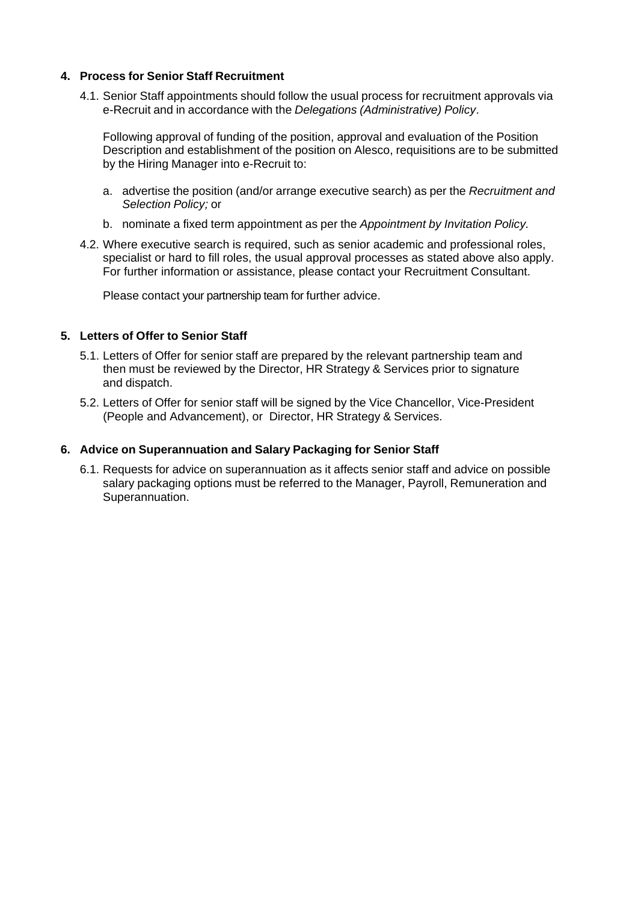## 4. Process for Senior Staff Recruitment

4.1. Senior Staff appointments should follow the usual process for recruitment approvals via e-Recruit and in accordance with the *Delegations (Administrative) Policy*.

Following approval of funding of the position, approval and evaluation of the Position Description and establishment of the position on Alesco, requisitions are to be submitted by the Hiring Manager into e-Recruit to:

a. advertise the position (and/or arrange executive search) as per the *Recruitment and Selection Policy;* or

b. nominate a fixed term appointment as per the *Appointment by Invitation Policy.*

4.2. Where executive search is required, such as senior academic and professional roles, specialist or hard to fill roles, the usual approval processes as stated above also apply. For further information or assistance, please contact your Recruitment Consultant.

Please contact your partnership team for further advice.

## 5. Letters of Offer to Senior Staff

5.1. Letters of Offer for senior staff are prepared by the relevant partnership team and then must be reviewed by the Director, HR Strategy & Services prior to signature and dispatch.

5.2. Letters of Offer for senior staff will be signed by the Vice Chancellor, Vice-President (People and Advancement), or Director, HR Strategy & Services.

## 6. Advice on Superannuation and Salary Packaging for Senior Staff

6.1. Requests for advice on superannuation as it affects senior staff and advice on possible salary packaging options must be referred to the Manager, Payroll, Remuneration and Superannuation.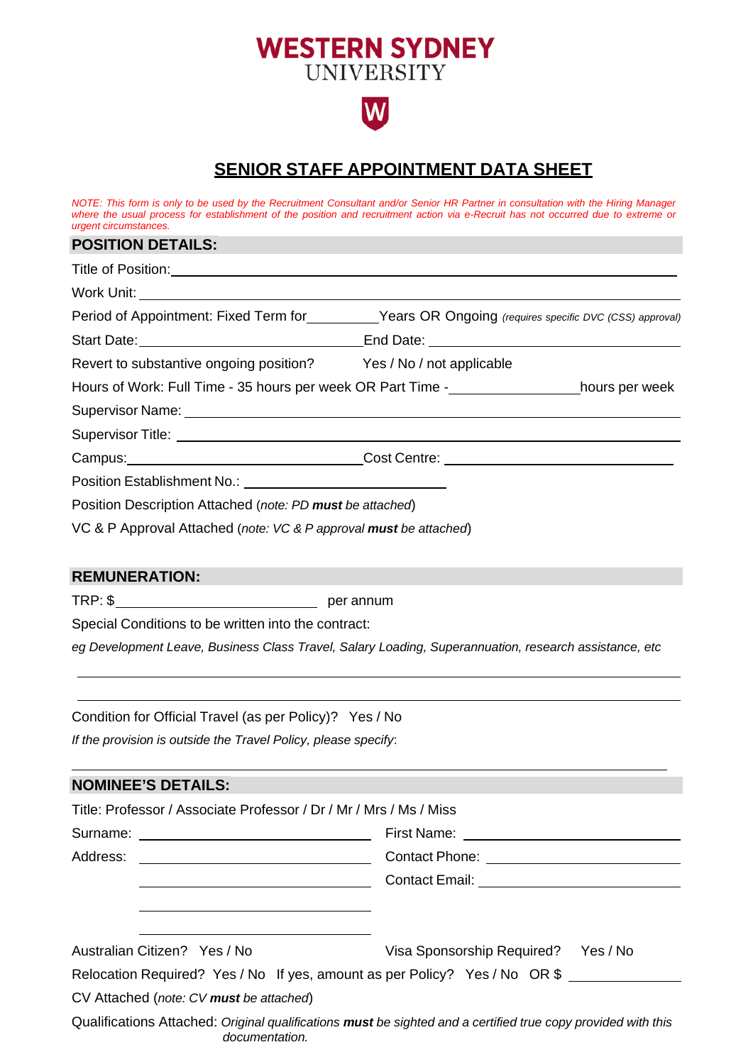WESTERN SYDNEY
UNIVERSITY

# SENIOR STAFF APPOINTMENT DATA SHEET

*NOTE: This form is only to be used by the Recruitment Consultant and/or Senior HR Partner in consultation with the Hiring Manager where the usual process for establishment of the position and recruitment action via e-Recruit has not occurred due to extreme or urgent circumstances.*

## POSITION DETAILS:

Title of Position: ____________________

Work Unit: ____________________

Period of Appointment: Fixed Term for ________ Years OR Ongoing *(requires specific DVC (CSS) approval)*

Start Date: ____________________ End Date: ____________________

Revert to substantive ongoing position? Yes / No / not applicable

Hours of Work: Full Time - 35 hours per week OR Part Time - ____________ hours per week

Supervisor Name: ____________________

Supervisor Title: ____________________

Campus: ____________________ Cost Centre: ____________________

Position Establishment No.: ____________________

Position Description Attached (*note: PD **must** be attached*)

VC & P Approval Attached (*note: VC & P approval **must** be attached*)

## REMUNERATION:

TRP: $ ____________________ per annum

Special Conditions to be written into the contract:

*eg Development Leave, Business Class Travel, Salary Loading, Superannuation, research assistance, etc*

____________________

____________________

Condition for Official Travel (as per Policy)? Yes / No

*If the provision is outside the Travel Policy, please specify*:

____________________

## NOMINEE'S DETAILS:

Title: Professor / Associate Professor / Dr / Mr / Mrs / Ms / Miss

Surname: ____________________ First Name: ____________________

Address: ____________________ Contact Phone: ____________________

____________________ Contact Email: ____________________

____________________

____________________

Australian Citizen? Yes / No Visa Sponsorship Required? Yes / No

Relocation Required? Yes / No If yes, amount as per Policy? Yes / No OR $ ____________

CV Attached (*note: CV **must** be attached*)

Qualifications Attached: *Original qualifications **must** be sighted and a certified true copy provided with this documentation.*